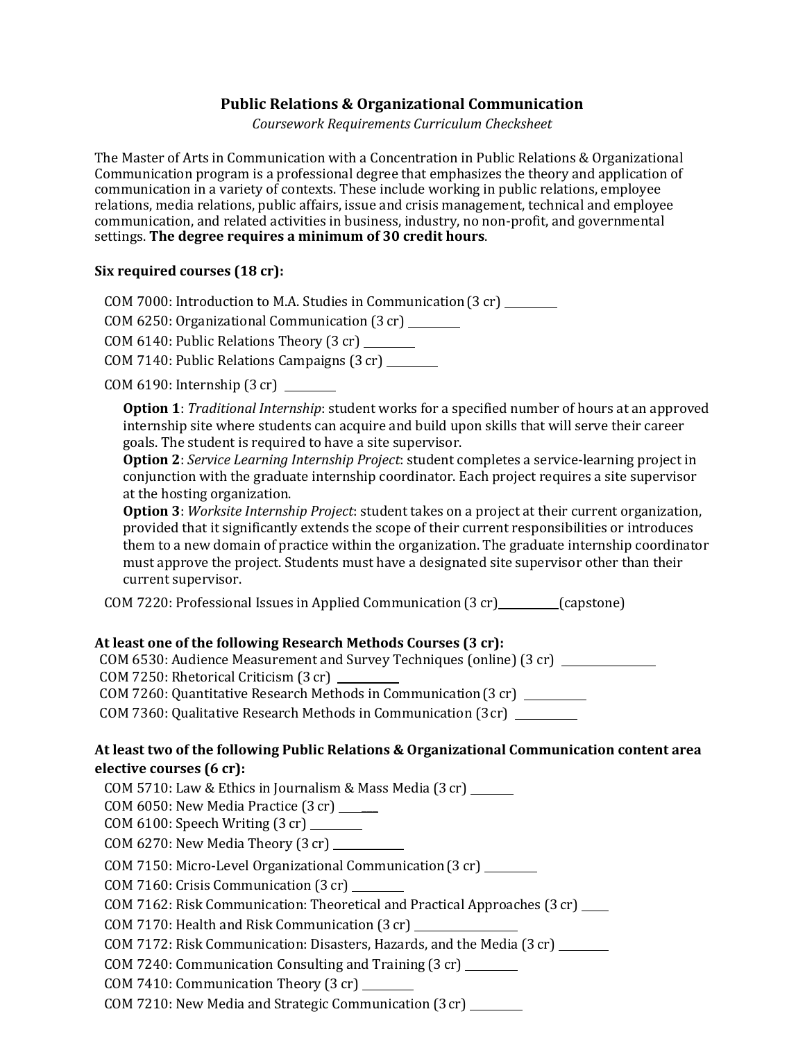# Public Relations & Organizational Communication

*Coursework Requirements Curriculum Checksheet*

The Master of Arts in Communication with a Concentration in Public Relations & Organizational Communication program is a professional degree that emphasizes the theory and application of communication in a variety of contexts. These include working in public relations, employee relations, media relations, public affairs, issue and crisis management, technical and employee communication, and related activities in business, industry, no non-profit, and governmental settings. **The degree requires a minimum of 30 credit hours**.

**Six required courses (18 cr):**

COM 7000: Introduction to M.A. Studies in Communication (3 cr) _________

COM 6250: Organizational Communication (3 cr) _________

COM 6140: Public Relations Theory (3 cr) _________

COM 7140: Public Relations Campaigns (3 cr) _________

COM 6190: Internship (3 cr) _________

> **Option 1**: *Traditional Internship*: student works for a specified number of hours at an approved internship site where students can acquire and build upon skills that will serve their career goals. The student is required to have a site supervisor.
>
> **Option 2**: *Service Learning Internship Project*: student completes a service-learning project in conjunction with the graduate internship coordinator. Each project requires a site supervisor at the hosting organization.
>
> **Option 3**: *Worksite Internship Project*: student takes on a project at their current organization, provided that it significantly extends the scope of their current responsibilities or introduces them to a new domain of practice within the organization. The graduate internship coordinator must approve the project. Students must have a designated site supervisor other than their current supervisor.

COM 7220: Professional Issues in Applied Communication (3 cr) _________ (capstone)

**At least one of the following Research Methods Courses (3 cr):**

COM 6530: Audience Measurement and Survey Techniques (online) (3 cr) _________

COM 7250: Rhetorical Criticism (3 cr) _________

COM 7260: Quantitative Research Methods in Communication (3 cr) _________

COM 7360: Qualitative Research Methods in Communication (3 cr) _________

**At least two of the following Public Relations & Organizational Communication content area elective courses (6 cr):**

COM 5710: Law & Ethics in Journalism & Mass Media (3 cr) _________

COM 6050: New Media Practice (3 cr) _________

COM 6100: Speech Writing (3 cr) _________

COM 6270: New Media Theory (3 cr) _________

COM 7150: Micro-Level Organizational Communication (3 cr) _________

COM 7160: Crisis Communication (3 cr) _________

COM 7162: Risk Communication: Theoretical and Practical Approaches (3 cr) _________

COM 7170: Health and Risk Communication (3 cr) _________

COM 7172: Risk Communication: Disasters, Hazards, and the Media (3 cr) _________

COM 7240: Communication Consulting and Training (3 cr) _________

COM 7410: Communication Theory (3 cr) _________

COM 7210: New Media and Strategic Communication (3 cr) _________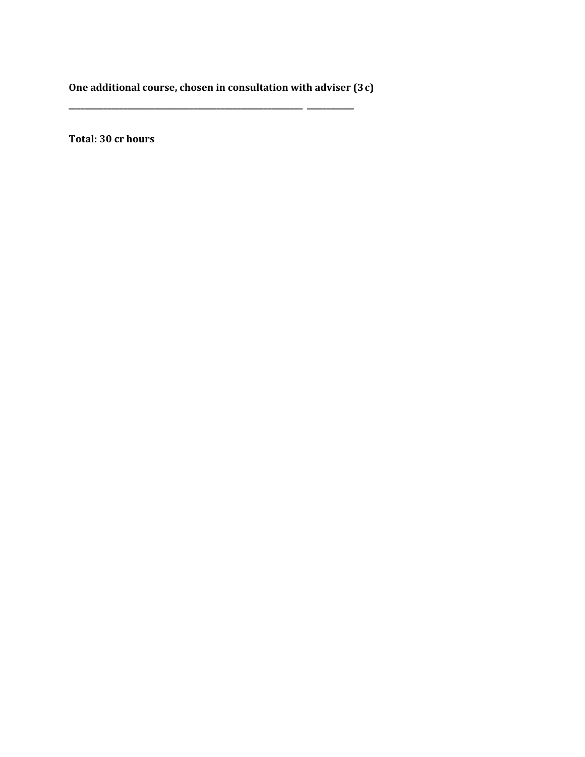**One additional course, chosen in consultation with adviser (3 c)**

\_\_\_\_\_\_\_\_\_\_\_\_\_\_\_\_\_\_\_\_\_\_\_\_\_\_\_\_\_\_\_\_\_\_\_\_\_\_\_\_\_\_\_\_\_\_\_\_\_\_\_\_\_\_\_\_ \_\_\_\_\_\_\_\_\_\_\_\_

**Total: 30 cr hours**